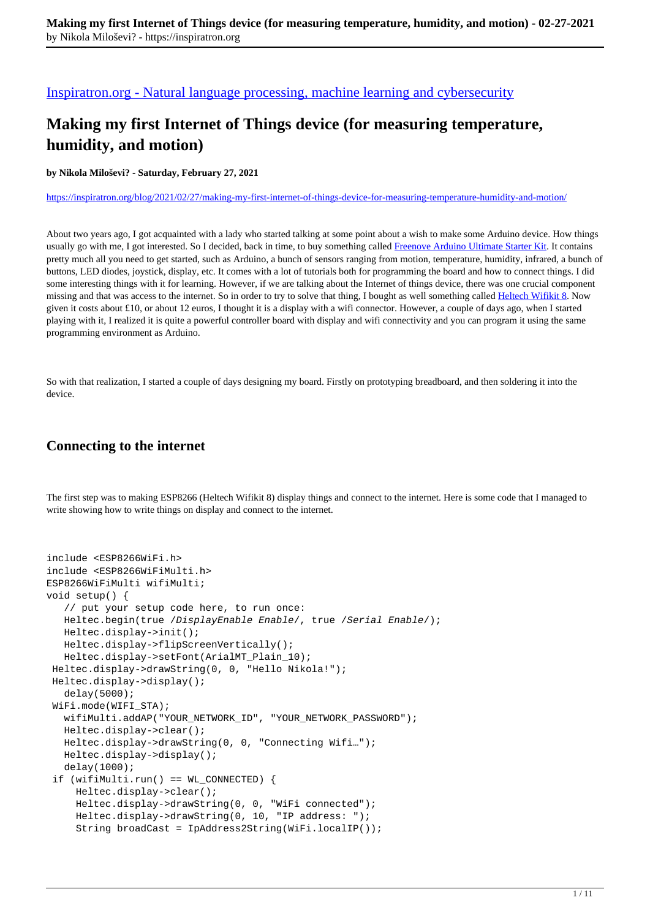[Inspiratron.org - Natural language processing, machine learning and cybersecurity](https://inspiratron.org)

# Making my first Internet of Things device (for measuring temperature, humidity, and motion)

**by Nikola Miloševi? - Saturday, February 27, 2021**

https://inspiratron.org/blog/2021/02/27/making-my-first-internet-of-things-device-for-measuring-temperature-humidity-and-motion/

About two years ago, I got acquainted with a lady who started talking at some point about a wish to make some Arduino device. How things usually go with me, I got interested. So I decided, back in time, to buy something called Freenove Arduino Ultimate Starter Kit. It contains pretty much all you need to get started, such as Arduino, a bunch of sensors ranging from motion, temperature, humidity, infrared, a bunch of buttons, LED diodes, joystick, display, etc. It comes with a lot of tutorials both for programming the board and how to connect things. I did some interesting things with it for learning. However, if we are talking about the Internet of things device, there was one crucial component missing and that was access to the internet. So in order to try to solve that thing, I bought as well something called Heltech Wifikit 8. Now given it costs about £10, or about 12 euros, I thought it is a display with a wifi connector. However, a couple of days ago, when I started playing with it, I realized it is quite a powerful controller board with display and wifi connectivity and you can program it using the same programming environment as Arduino.

So with that realization, I started a couple of days designing my board. Firstly on prototyping breadboard, and then soldering it into the device.

## Connecting to the internet

The first step was to making ESP8266 (Heltech Wifikit 8) display things and connect to the internet. Here is some code that I managed to write showing how to write things on display and connect to the internet.

```
include <ESP8266WiFi.h>
include <ESP8266WiFiMulti.h>
ESP8266WiFiMulti wifiMulti;
void setup() {
   // put your setup code here, to run once:
   Heltec.begin(true /DisplayEnable Enable/, true /Serial Enable/);
   Heltec.display->init();
   Heltec.display->flipScreenVertically();
   Heltec.display->setFont(ArialMT_Plain_10);
 Heltec.display->drawString(0, 0, "Hello Nikola!");
 Heltec.display->display();
   delay(5000);
 WiFi.mode(WIFI_STA);
   wifiMulti.addAP("YOUR_NETWORK_ID", "YOUR_NETWORK_PASSWORD");
   Heltec.display->clear();
   Heltec.display->drawString(0, 0, "Connecting Wifi…");
   Heltec.display->display();
   delay(1000);
 if (wifiMulti.run() == WL_CONNECTED) {
     Heltec.display->clear();
     Heltec.display->drawString(0, 0, "WiFi connected");
     Heltec.display->drawString(0, 10, "IP address: ");
     String broadCast = IpAddress2String(WiFi.localIP());
```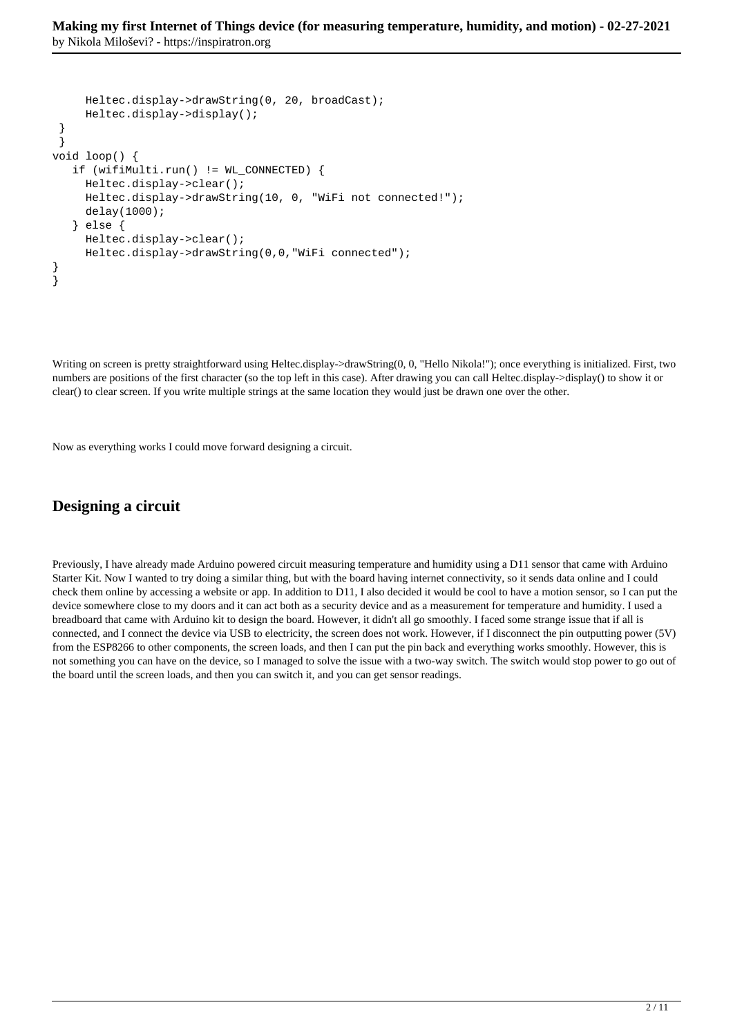```
      Heltec.display->drawString(0, 20, broadCast);
      Heltec.display->display();
 }
 }
void loop() {
   if (wifiMulti.run() != WL_CONNECTED) {
      Heltec.display->clear();
      Heltec.display->drawString(10, 0, "WiFi not connected!");
      delay(1000);
   } else {
      Heltec.display->clear();
      Heltec.display->drawString(0,0,"WiFi connected");
}
}
```

Writing on screen is pretty straightforward using Heltec.display->drawString(0, 0, "Hello Nikola!"); once everything is initialized. First, two numbers are positions of the first character (so the top left in this case). After drawing you can call Heltec.display->display() to show it or clear() to clear screen. If you write multiple strings at the same location they would just be drawn one over the other.

Now as everything works I could move forward designing a circuit.

## Designing a circuit

Previously, I have already made Arduino powered circuit measuring temperature and humidity using a D11 sensor that came with Arduino Starter Kit. Now I wanted to try doing a similar thing, but with the board having internet connectivity, so it sends data online and I could check them online by accessing a website or app. In addition to D11, I also decided it would be cool to have a motion sensor, so I can put the device somewhere close to my doors and it can act both as a security device and as a measurement for temperature and humidity. I used a breadboard that came with Arduino kit to design the board. However, it didn't all go smoothly. I faced some strange issue that if all is connected, and I connect the device via USB to electricity, the screen does not work. However, if I disconnect the pin outputting power (5V) from the ESP8266 to other components, the screen loads, and then I can put the pin back and everything works smoothly. However, this is not something you can have on the device, so I managed to solve the issue with a two-way switch. The switch would stop power to go out of the board until the screen loads, and then you can switch it, and you can get sensor readings.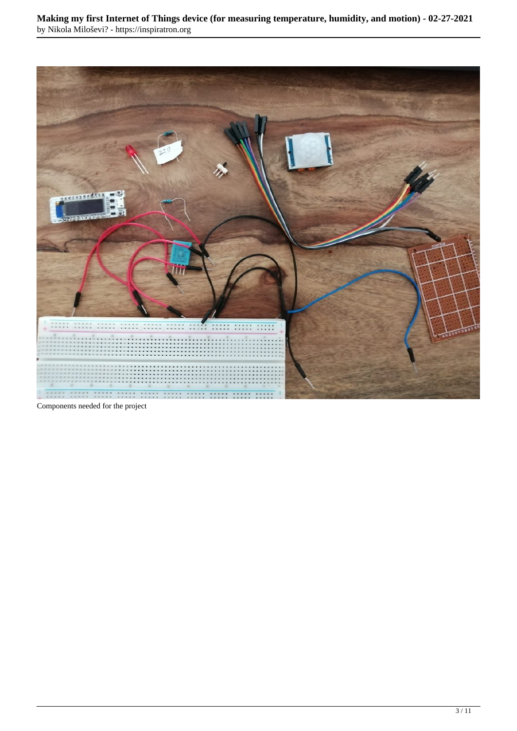Components needed for the project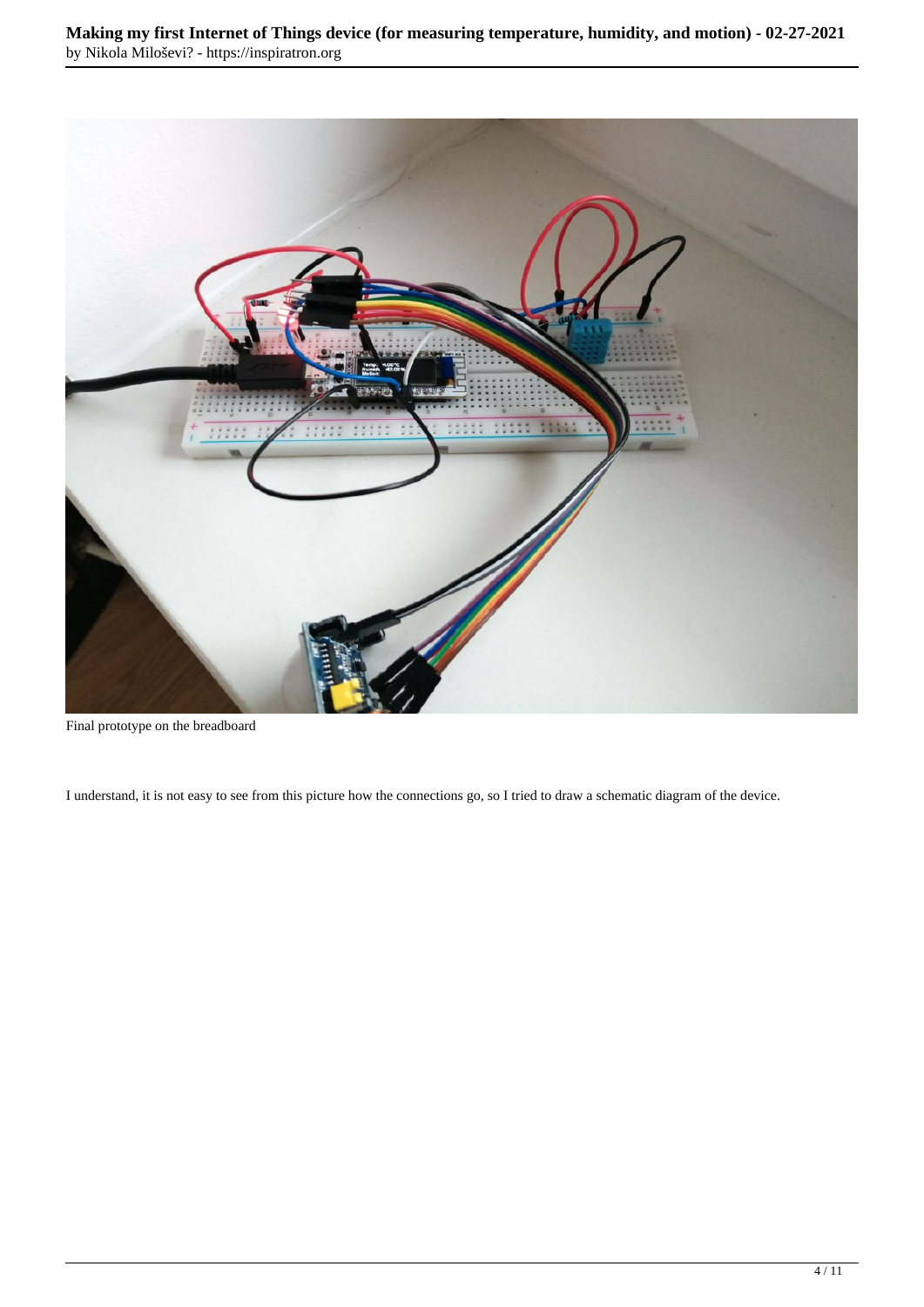Final prototype on the breadboard

I understand, it is not easy to see from this picture how the connections go, so I tried to draw a schematic diagram of the device.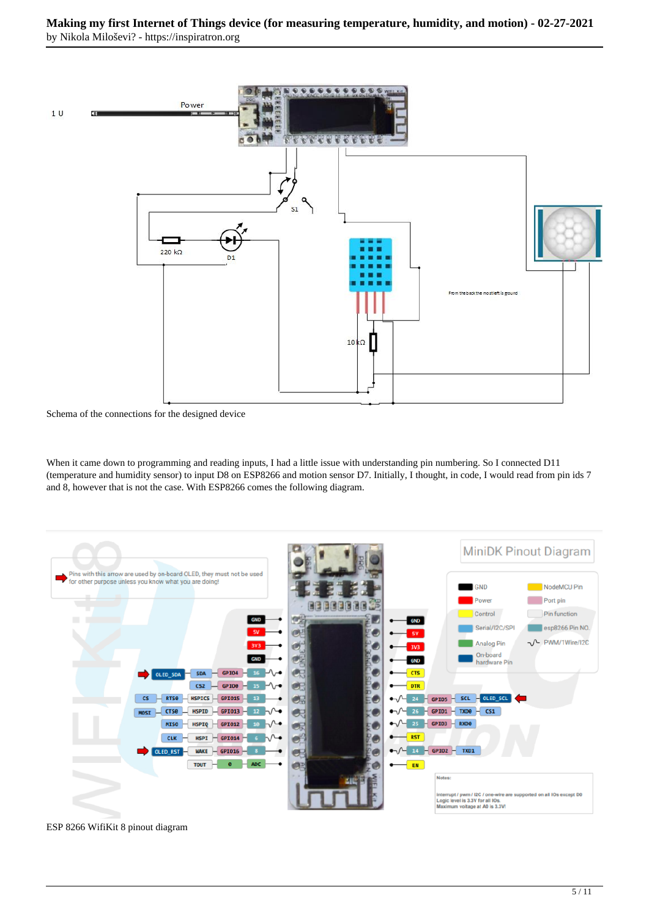Schema of the connections for the designed device

When it came down to programming and reading inputs, I had a little issue with understanding pin numbering. So I connected D11 (temperature and humidity sensor) to input D8 on ESP8266 and motion sensor D7. Initially, I thought, in code, I would read from pin ids 7 and 8, however that is not the case. With ESP8266 comes the following diagram.

ESP 8266 WifiKit 8 pinout diagram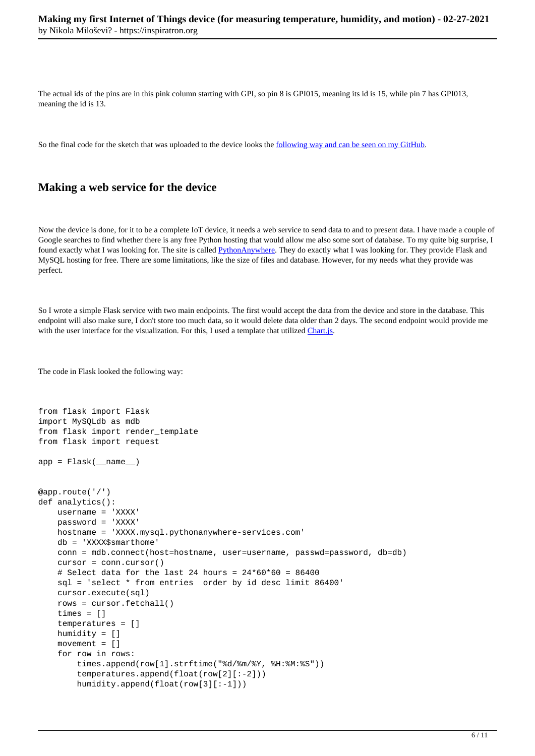The actual ids of the pins are in this pink column starting with GPI, so pin 8 is GPI015, meaning its id is 15, while pin 7 has GPI013, meaning the id is 13.

So the final code for the sketch that was uploaded to the device looks the following way and can be seen on my GitHub.

## Making a web service for the device

Now the device is done, for it to be a complete IoT device, it needs a web service to send data to and to present data. I have made a couple of Google searches to find whether there is any free Python hosting that would allow me also some sort of database. To my quite big surprise, I found exactly what I was looking for. The site is called PythonAnywhere. They do exactly what I was looking for. They provide Flask and MySQL hosting for free. There are some limitations, like the size of files and database. However, for my needs what they provide was perfect.

So I wrote a simple Flask service with two main endpoints. The first would accept the data from the device and store in the database. This endpoint will also make sure, I don't store too much data, so it would delete data older than 2 days. The second endpoint would provide me with the user interface for the visualization. For this, I used a template that utilized Chart.js.

The code in Flask looked the following way:

```
from flask import Flask
import MySQLdb as mdb
from flask import render_template
from flask import request

app = Flask(__name__)


@app.route('/')
def analytics():
    username = 'XXXX'
    password = 'XXXX'
    hostname = 'XXXX.mysql.pythonanywhere-services.com'
    db = 'XXXX$smarthome'
    conn = mdb.connect(host=hostname, user=username, passwd=password, db=db)
    cursor = conn.cursor()
    # Select data for the last 24 hours = 24*60*60 = 86400
    sql = 'select * from entries  order by id desc limit 86400'
    cursor.execute(sql)
    rows = cursor.fetchall()
    times = []
    temperatures = []
    humidity = []
    movement = []
    for row in rows:
        times.append(row[1].strftime("%d/%m/%Y, %H:%M:%S"))
        temperatures.append(float(row[2][:-2]))
        humidity.append(float(row[3][:-1]))
```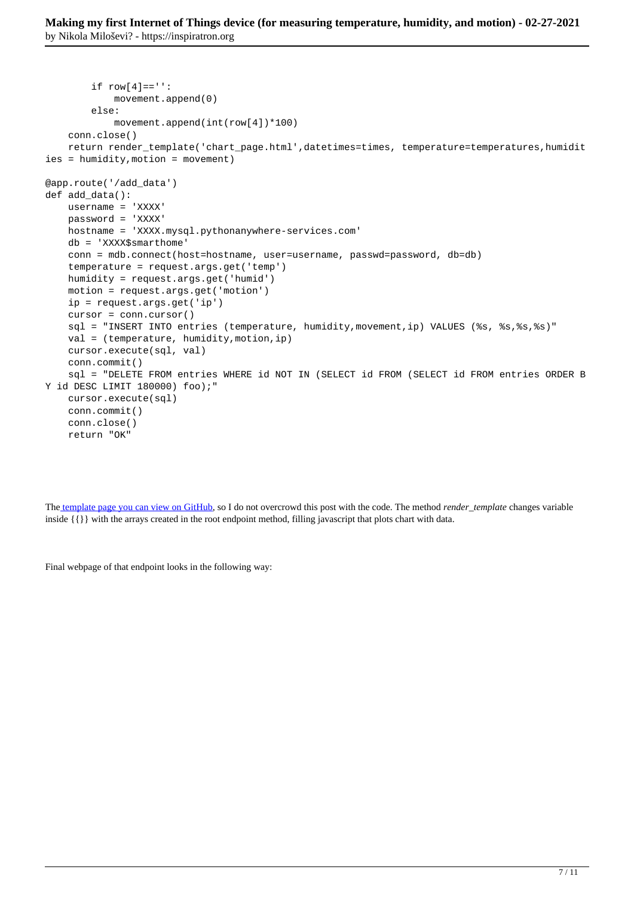```
        if row[4]=='':
            movement.append(0)
        else:
            movement.append(int(row[4])*100)
    conn.close()
    return render_template('chart_page.html',datetimes=times, temperature=temperatures,humidities = humidity,motion = movement)

@app.route('/add_data')
def add_data():
    username = 'XXXX'
    password = 'XXXX'
    hostname = 'XXXX.mysql.pythonanywhere-services.com'
    db = 'XXXX$smarthome'
    conn = mdb.connect(host=hostname, user=username, passwd=password, db=db)
    temperature = request.args.get('temp')
    humidity = request.args.get('humid')
    motion = request.args.get('motion')
    ip = request.args.get('ip')
    cursor = conn.cursor()
    sql = "INSERT INTO entries (temperature, humidity,movement,ip) VALUES (%s, %s,%s,%s)"
    val = (temperature, humidity,motion,ip)
    cursor.execute(sql, val)
    conn.commit()
    sql = "DELETE FROM entries WHERE id NOT IN (SELECT id FROM (SELECT id FROM entries ORDER BY id DESC LIMIT 180000) foo);"
    cursor.execute(sql)
    conn.commit()
    conn.close()
    return "OK"
```

The template page you can view on GitHub, so I do not overcrowd this post with the code. The method *render_template* changes variable inside {{}} with the arrays created in the root endpoint method, filling javascript that plots chart with data.

Final webpage of that endpoint looks in the following way: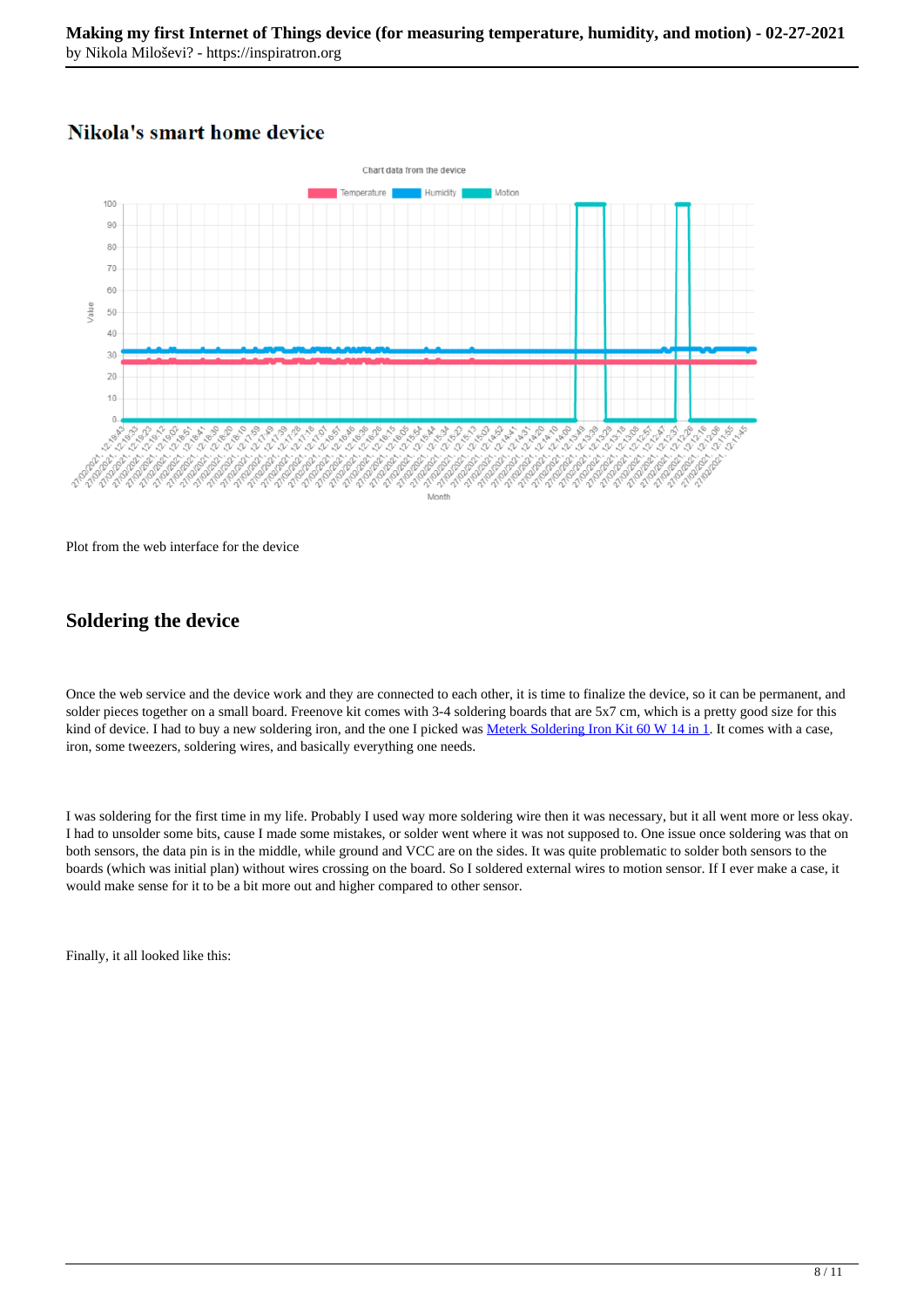## Nikola's smart home device

Plot from the web interface for the device

## Soldering the device

Once the web service and the device work and they are connected to each other, it is time to finalize the device, so it can be permanent, and solder pieces together on a small board. Freenove kit comes with 3-4 soldering boards that are 5x7 cm, which is a pretty good size for this kind of device. I had to buy a new soldering iron, and the one I picked was Meterk Soldering Iron Kit 60 W 14 in 1. It comes with a case, iron, some tweezers, soldering wires, and basically everything one needs.

I was soldering for the first time in my life. Probably I used way more soldering wire then it was necessary, but it all went more or less okay. I had to unsolder some bits, cause I made some mistakes, or solder went where it was not supposed to. One issue once soldering was that on both sensors, the data pin is in the middle, while ground and VCC are on the sides. It was quite problematic to solder both sensors to the boards (which was initial plan) without wires crossing on the board. So I soldered external wires to motion sensor. If I ever make a case, it would make sense for it to be a bit more out and higher compared to other sensor.

Finally, it all looked like this: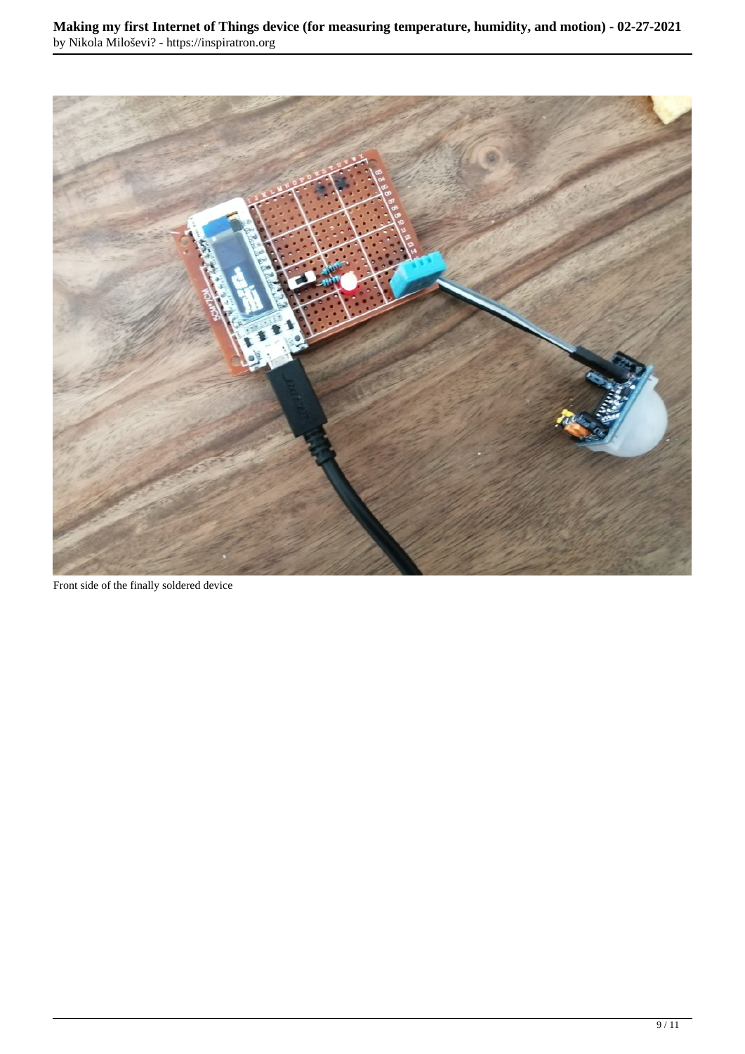Front side of the finally soldered device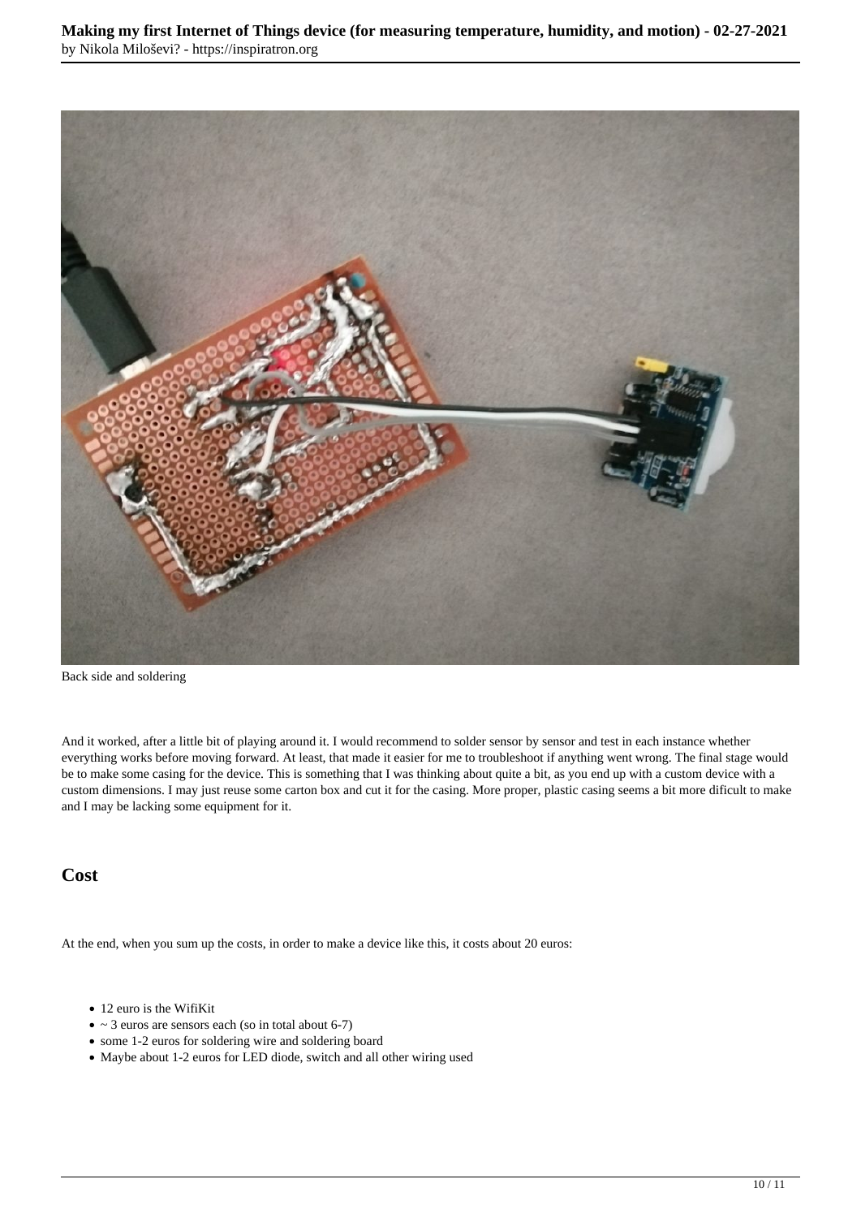Back side and soldering

And it worked, after a little bit of playing around it. I would recommend to solder sensor by sensor and test in each instance whether everything works before moving forward. At least, that made it easier for me to troubleshoot if anything went wrong. The final stage would be to make some casing for the device. This is something that I was thinking about quite a bit, as you end up with a custom device with a custom dimensions. I may just reuse some carton box and cut it for the casing. More proper, plastic casing seems a bit more dificult to make and I may be lacking some equipment for it.

## Cost

At the end, when you sum up the costs, in order to make a device like this, it costs about 20 euros:

- 12 euro is the WifiKit
- ~ 3 euros are sensors each (so in total about 6-7)
- some 1-2 euros for soldering wire and soldering board
- Maybe about 1-2 euros for LED diode, switch and all other wiring used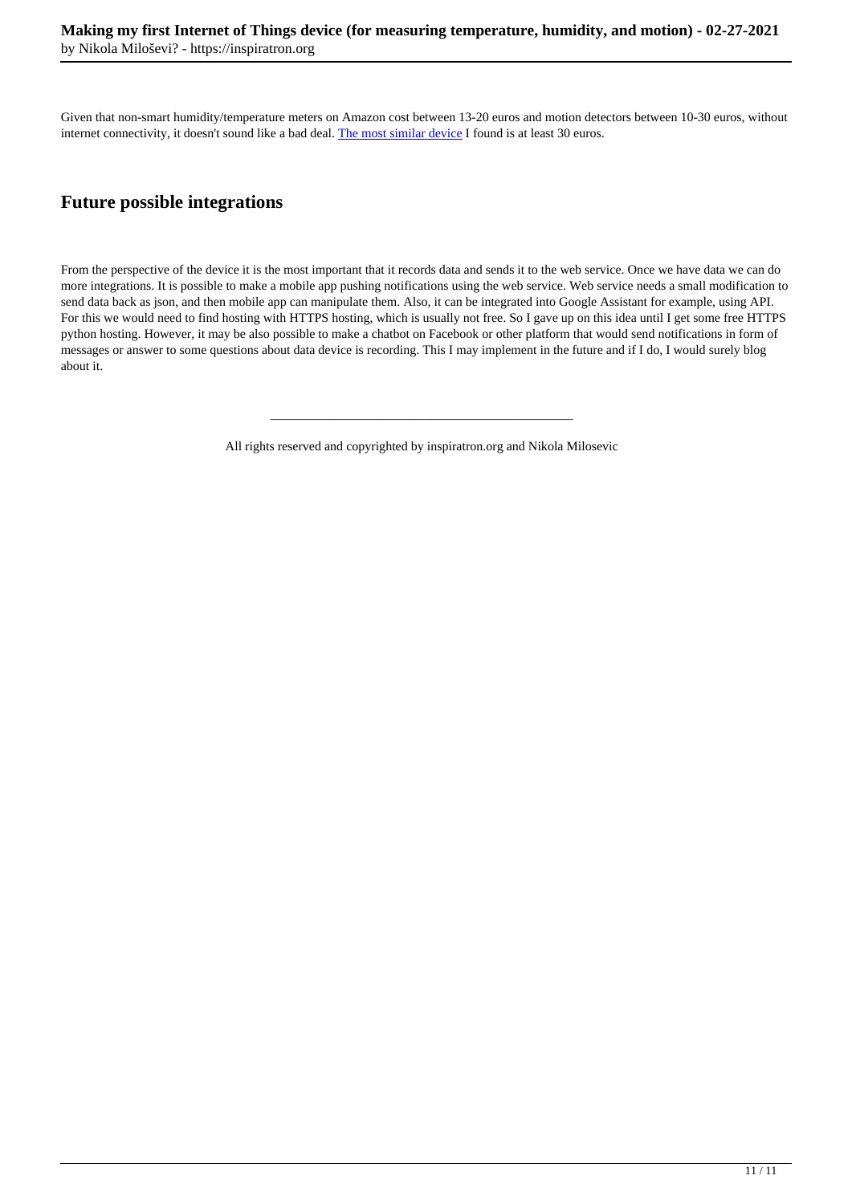Given that non-smart humidity/temperature meters on Amazon cost between 13-20 euros and motion detectors between 10-30 euros, without internet connectivity, it doesn't sound like a bad deal. [The most similar device] I found is at least 30 euros.

## Future possible integrations

From the perspective of the device it is the most important that it records data and sends it to the web service. Once we have data we can do more integrations. It is possible to make a mobile app pushing notifications using the web service. Web service needs a small modification to send data back as json, and then mobile app can manipulate them. Also, it can be integrated into Google Assistant for example, using API. For this we would need to find hosting with HTTPS hosting, which is usually not free. So I gave up on this idea until I get some free HTTPS python hosting. However, it may be also possible to make a chatbot on Facebook or other platform that would send notifications in form of messages or answer to some questions about data device is recording. This I may implement in the future and if I do, I would surely blog about it.

---

All rights reserved and copyrighted by inspiratron.org and Nikola Milosevic